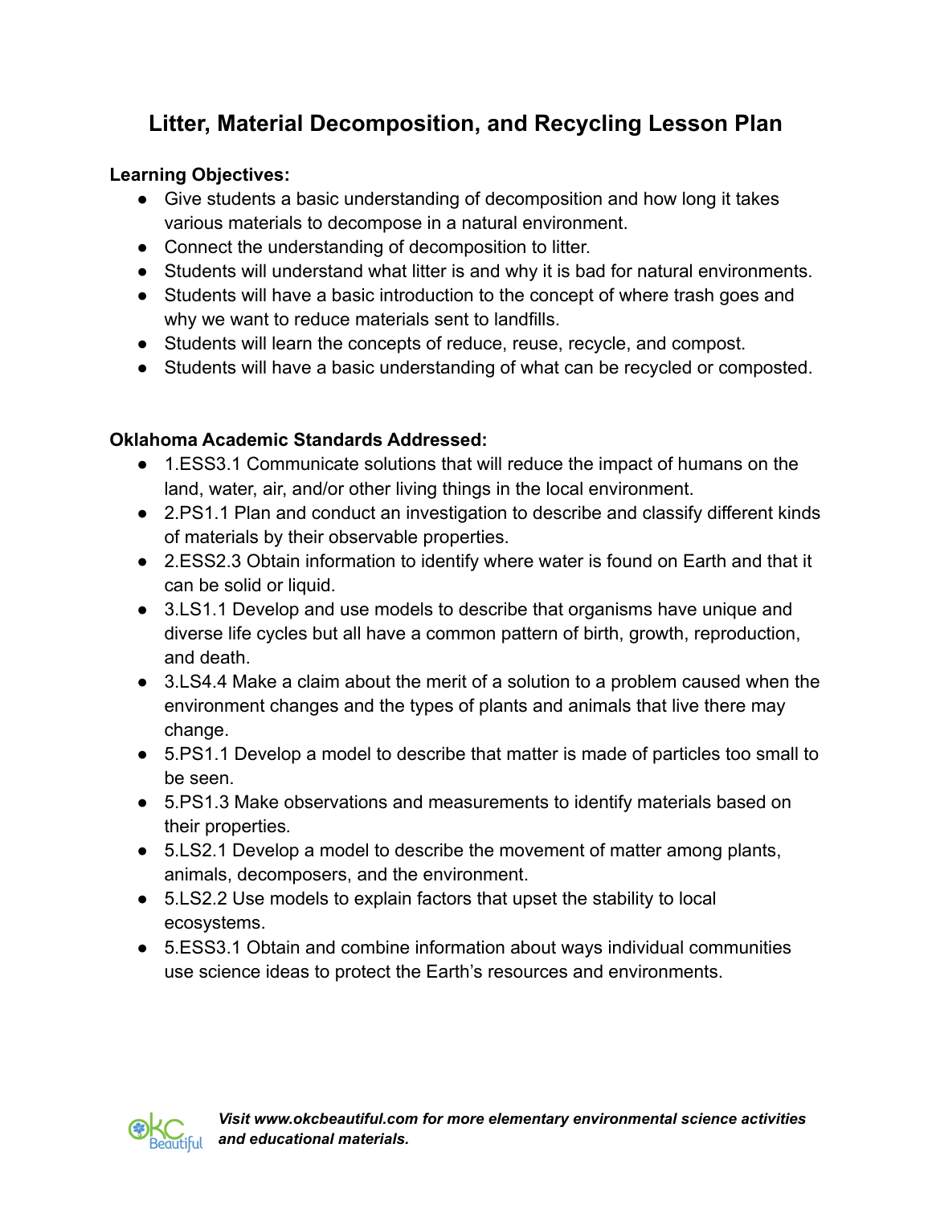# Litter, Material Decomposition, and Recycling Lesson Plan

**Learning Objectives:**

- Give students a basic understanding of decomposition and how long it takes various materials to decompose in a natural environment.
- Connect the understanding of decomposition to litter.
- Students will understand what litter is and why it is bad for natural environments.
- Students will have a basic introduction to the concept of where trash goes and why we want to reduce materials sent to landfills.
- Students will learn the concepts of reduce, reuse, recycle, and compost.
- Students will have a basic understanding of what can be recycled or composted.

**Oklahoma Academic Standards Addressed:**

- 1.ESS3.1 Communicate solutions that will reduce the impact of humans on the land, water, air, and/or other living things in the local environment.
- 2.PS1.1 Plan and conduct an investigation to describe and classify different kinds of materials by their observable properties.
- 2.ESS2.3 Obtain information to identify where water is found on Earth and that it can be solid or liquid.
- 3.LS1.1 Develop and use models to describe that organisms have unique and diverse life cycles but all have a common pattern of birth, growth, reproduction, and death.
- 3.LS4.4 Make a claim about the merit of a solution to a problem caused when the environment changes and the types of plants and animals that live there may change.
- 5.PS1.1 Develop a model to describe that matter is made of particles too small to be seen.
- 5.PS1.3 Make observations and measurements to identify materials based on their properties.
- 5.LS2.1 Develop a model to describe the movement of matter among plants, animals, decomposers, and the environment.
- 5.LS2.2 Use models to explain factors that upset the stability to local ecosystems.
- 5.ESS3.1 Obtain and combine information about ways individual communities use science ideas to protect the Earth's resources and environments.

***Visit www.okcbeautiful.com for more elementary environmental science activities and educational materials.***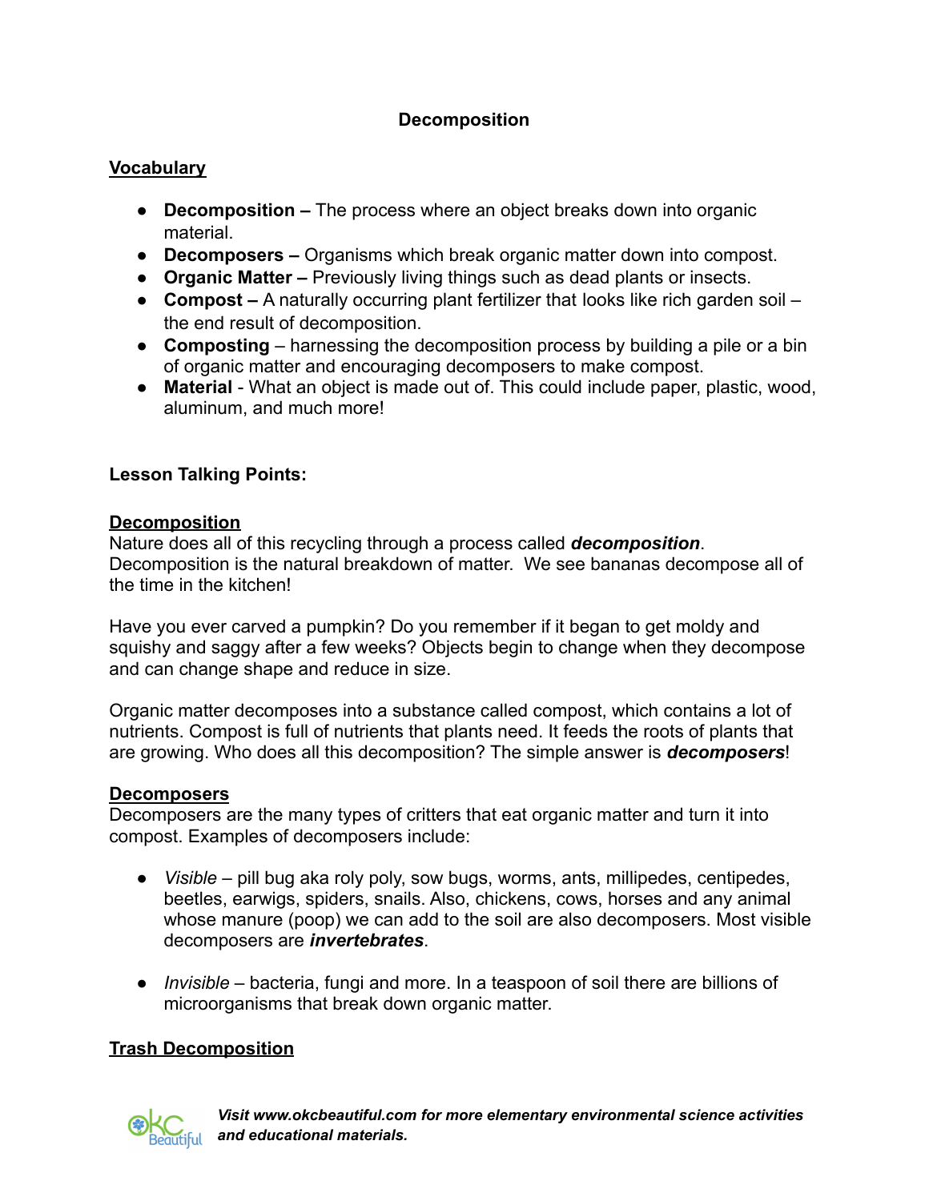# Decomposition

## Vocabulary

- **Decomposition –** The process where an object breaks down into organic material.
- **Decomposers –** Organisms which break organic matter down into compost.
- **Organic Matter –** Previously living things such as dead plants or insects.
- **Compost –** A naturally occurring plant fertilizer that looks like rich garden soil – the end result of decomposition.
- **Composting** – harnessing the decomposition process by building a pile or a bin of organic matter and encouraging decomposers to make compost.
- **Material** - What an object is made out of. This could include paper, plastic, wood, aluminum, and much more!

**Lesson Talking Points:**

## Decomposition

Nature does all of this recycling through a process called ***decomposition***. Decomposition is the natural breakdown of matter. We see bananas decompose all of the time in the kitchen!

Have you ever carved a pumpkin? Do you remember if it began to get moldy and squishy and saggy after a few weeks? Objects begin to change when they decompose and can change shape and reduce in size.

Organic matter decomposes into a substance called compost, which contains a lot of nutrients. Compost is full of nutrients that plants need. It feeds the roots of plants that are growing. Who does all this decomposition? The simple answer is ***decomposers***!

## Decomposers

Decomposers are the many types of critters that eat organic matter and turn it into compost. Examples of decomposers include:

- *Visible* – pill bug aka roly poly, sow bugs, worms, ants, millipedes, centipedes, beetles, earwigs, spiders, snails. Also, chickens, cows, horses and any animal whose manure (poop) we can add to the soil are also decomposers. Most visible decomposers are ***invertebrates***.

- *Invisible* – bacteria, fungi and more. In a teaspoon of soil there are billions of microorganisms that break down organic matter.

## Trash Decomposition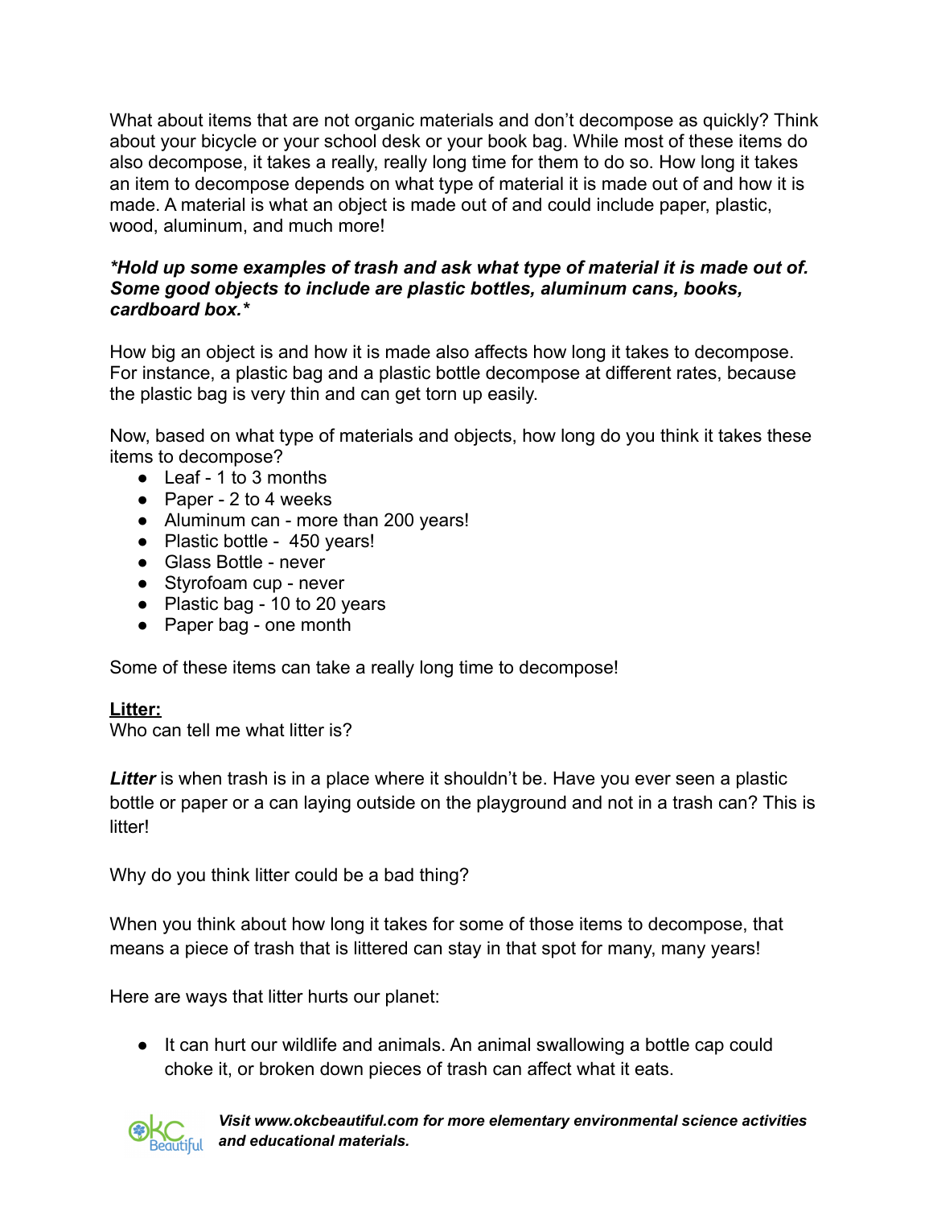What about items that are not organic materials and don't decompose as quickly? Think about your bicycle or your school desk or your book bag. While most of these items do also decompose, it takes a really, really long time for them to do so. How long it takes an item to decompose depends on what type of material it is made out of and how it is made. A material is what an object is made out of and could include paper, plastic, wood, aluminum, and much more!

***Hold up some examples of trash and ask what type of material it is made out of. Some good objects to include are plastic bottles, aluminum cans, books, cardboard box.****

How big an object is and how it is made also affects how long it takes to decompose. For instance, a plastic bag and a plastic bottle decompose at different rates, because the plastic bag is very thin and can get torn up easily.

Now, based on what type of materials and objects, how long do you think it takes these items to decompose?

- Leaf - 1 to 3 months
- Paper - 2 to 4 weeks
- Aluminum can - more than 200 years!
- Plastic bottle - 450 years!
- Glass Bottle - never
- Styrofoam cup - never
- Plastic bag - 10 to 20 years
- Paper bag - one month

Some of these items can take a really long time to decompose!

<u>**Litter:**</u>
Who can tell me what litter is?

***Litter*** is when trash is in a place where it shouldn't be. Have you ever seen a plastic bottle or paper or a can laying outside on the playground and not in a trash can? This is litter!

Why do you think litter could be a bad thing?

When you think about how long it takes for some of those items to decompose, that means a piece of trash that is littered can stay in that spot for many, many years!

Here are ways that litter hurts our planet:

- It can hurt our wildlife and animals. An animal swallowing a bottle cap could choke it, or broken down pieces of trash can affect what it eats.

***Visit www.okcbeautiful.com for more elementary environmental science activities and educational materials.***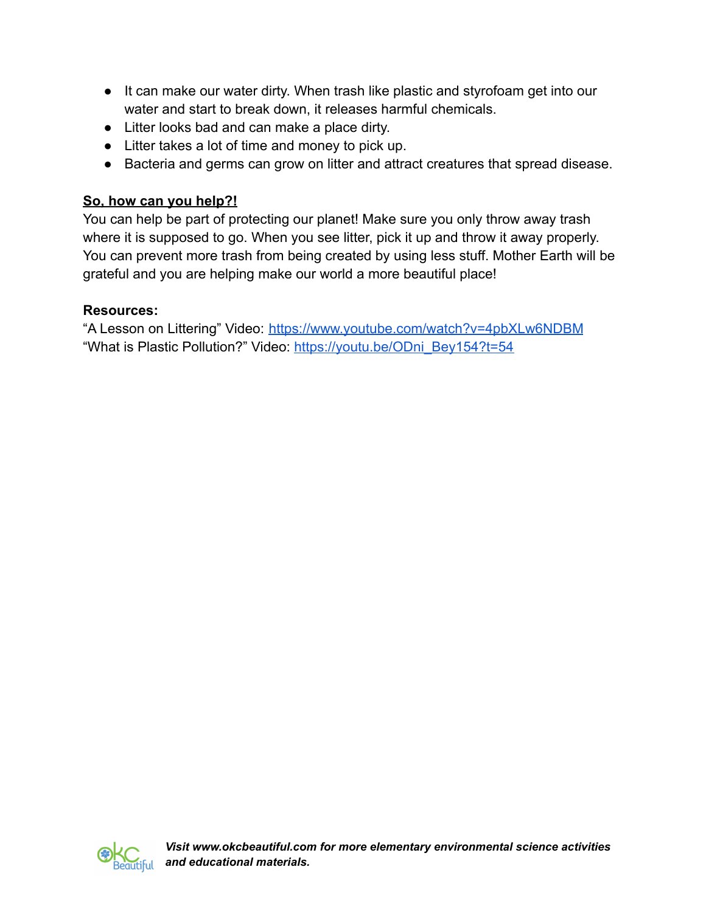- It can make our water dirty. When trash like plastic and styrofoam get into our water and start to break down, it releases harmful chemicals.
- Litter looks bad and can make a place dirty.
- Litter takes a lot of time and money to pick up.
- Bacteria and germs can grow on litter and attract creatures that spread disease.

**So, how can you help?!**

You can help be part of protecting our planet! Make sure you only throw away trash where it is supposed to go. When you see litter, pick it up and throw it away properly. You can prevent more trash from being created by using less stuff. Mother Earth will be grateful and you are helping make our world a more beautiful place!

**Resources:**

"A Lesson on Littering" Video: https://www.youtube.com/watch?v=4pbXLw6NDBM
"What is Plastic Pollution?" Video: https://youtu.be/ODni_Bey154?t=54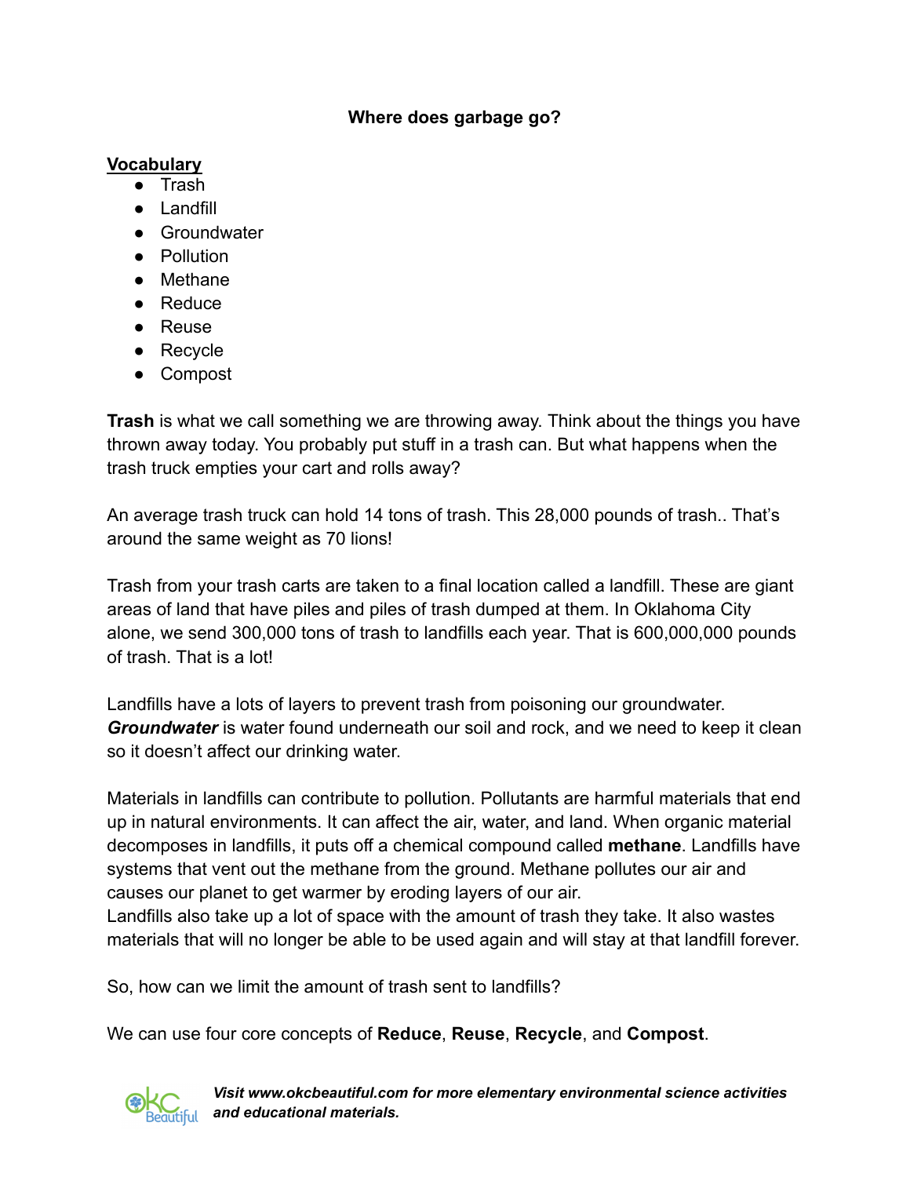**Where does garbage go?**

**Vocabulary**

- Trash
- Landfill
- Groundwater
- Pollution
- Methane
- Reduce
- Reuse
- Recycle
- Compost

**Trash** is what we call something we are throwing away. Think about the things you have thrown away today. You probably put stuff in a trash can. But what happens when the trash truck empties your cart and rolls away?

An average trash truck can hold 14 tons of trash. This 28,000 pounds of trash.. That's around the same weight as 70 lions!

Trash from your trash carts are taken to a final location called a landfill. These are giant areas of land that have piles and piles of trash dumped at them. In Oklahoma City alone, we send 300,000 tons of trash to landfills each year. That is 600,000,000 pounds of trash. That is a lot!

Landfills have a lots of layers to prevent trash from poisoning our groundwater. ***Groundwater*** is water found underneath our soil and rock, and we need to keep it clean so it doesn't affect our drinking water.

Materials in landfills can contribute to pollution. Pollutants are harmful materials that end up in natural environments. It can affect the air, water, and land. When organic material decomposes in landfills, it puts off a chemical compound called **methane**. Landfills have systems that vent out the methane from the ground. Methane pollutes our air and causes our planet to get warmer by eroding layers of our air.
Landfills also take up a lot of space with the amount of trash they take. It also wastes materials that will no longer be able to be used again and will stay at that landfill forever.

So, how can we limit the amount of trash sent to landfills?

We can use four core concepts of **Reduce**, **Reuse**, **Recycle**, and **Compost**.

***Visit www.okcbeautiful.com for more elementary environmental science activities and educational materials.***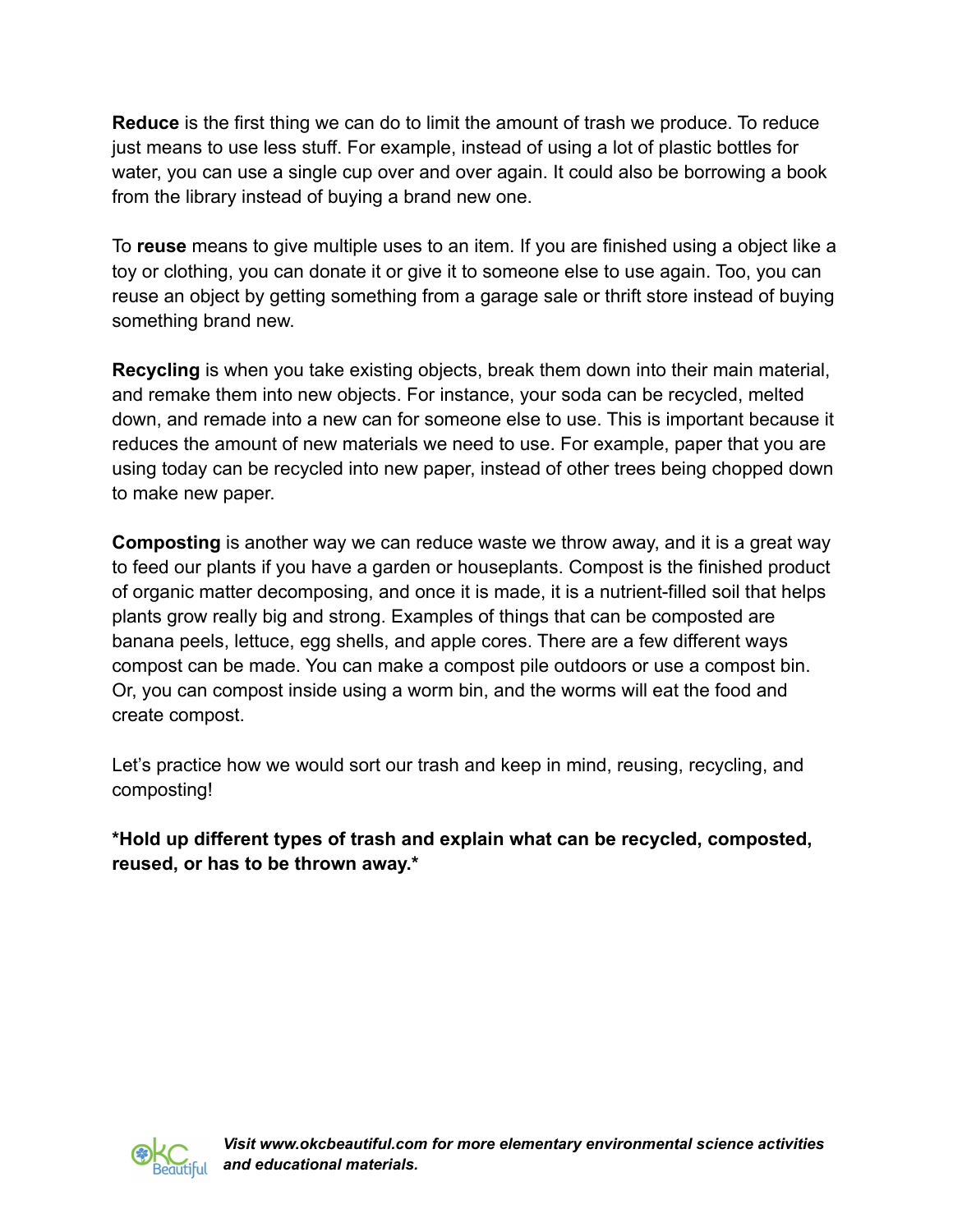**Reduce** is the first thing we can do to limit the amount of trash we produce. To reduce just means to use less stuff. For example, instead of using a lot of plastic bottles for water, you can use a single cup over and over again. It could also be borrowing a book from the library instead of buying a brand new one.

To **reuse** means to give multiple uses to an item. If you are finished using a object like a toy or clothing, you can donate it or give it to someone else to use again. Too, you can reuse an object by getting something from a garage sale or thrift store instead of buying something brand new.

**Recycling** is when you take existing objects, break them down into their main material, and remake them into new objects. For instance, your soda can be recycled, melted down, and remade into a new can for someone else to use. This is important because it reduces the amount of new materials we need to use. For example, paper that you are using today can be recycled into new paper, instead of other trees being chopped down to make new paper.

**Composting** is another way we can reduce waste we throw away, and it is a great way to feed our plants if you have a garden or houseplants. Compost is the finished product of organic matter decomposing, and once it is made, it is a nutrient-filled soil that helps plants grow really big and strong. Examples of things that can be composted are banana peels, lettuce, egg shells, and apple cores. There are a few different ways compost can be made. You can make a compost pile outdoors or use a compost bin. Or, you can compost inside using a worm bin, and the worms will eat the food and create compost.

Let's practice how we would sort our trash and keep in mind, reusing, recycling, and composting!

***Hold up different types of trash and explain what can be recycled, composted, reused, or has to be thrown away.***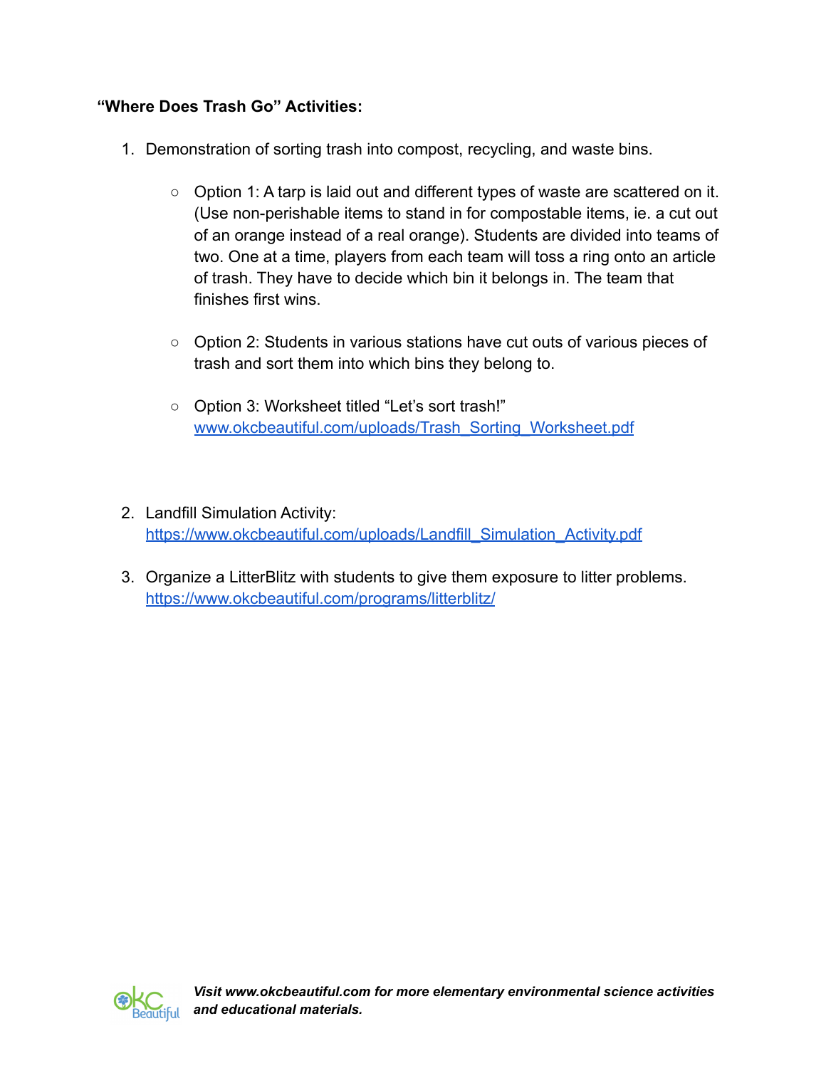**"Where Does Trash Go" Activities:**

1. Demonstration of sorting trash into compost, recycling, and waste bins.

   - Option 1: A tarp is laid out and different types of waste are scattered on it. (Use non-perishable items to stand in for compostable items, ie. a cut out of an orange instead of a real orange). Students are divided into teams of two. One at a time, players from each team will toss a ring onto an article of trash. They have to decide which bin it belongs in. The team that finishes first wins.

   - Option 2: Students in various stations have cut outs of various pieces of trash and sort them into which bins they belong to.

   - Option 3: Worksheet titled "Let's sort trash!" [www.okcbeautiful.com/uploads/Trash_Sorting_Worksheet.pdf](www.okcbeautiful.com/uploads/Trash_Sorting_Worksheet.pdf)

2. Landfill Simulation Activity: [https://www.okcbeautiful.com/uploads/Landfill_Simulation_Activity.pdf](https://www.okcbeautiful.com/uploads/Landfill_Simulation_Activity.pdf)

3. Organize a LitterBlitz with students to give them exposure to litter problems. [https://www.okcbeautiful.com/programs/litterblitz/](https://www.okcbeautiful.com/programs/litterblitz/)

***Visit www.okcbeautiful.com for more elementary environmental science activities and educational materials.***